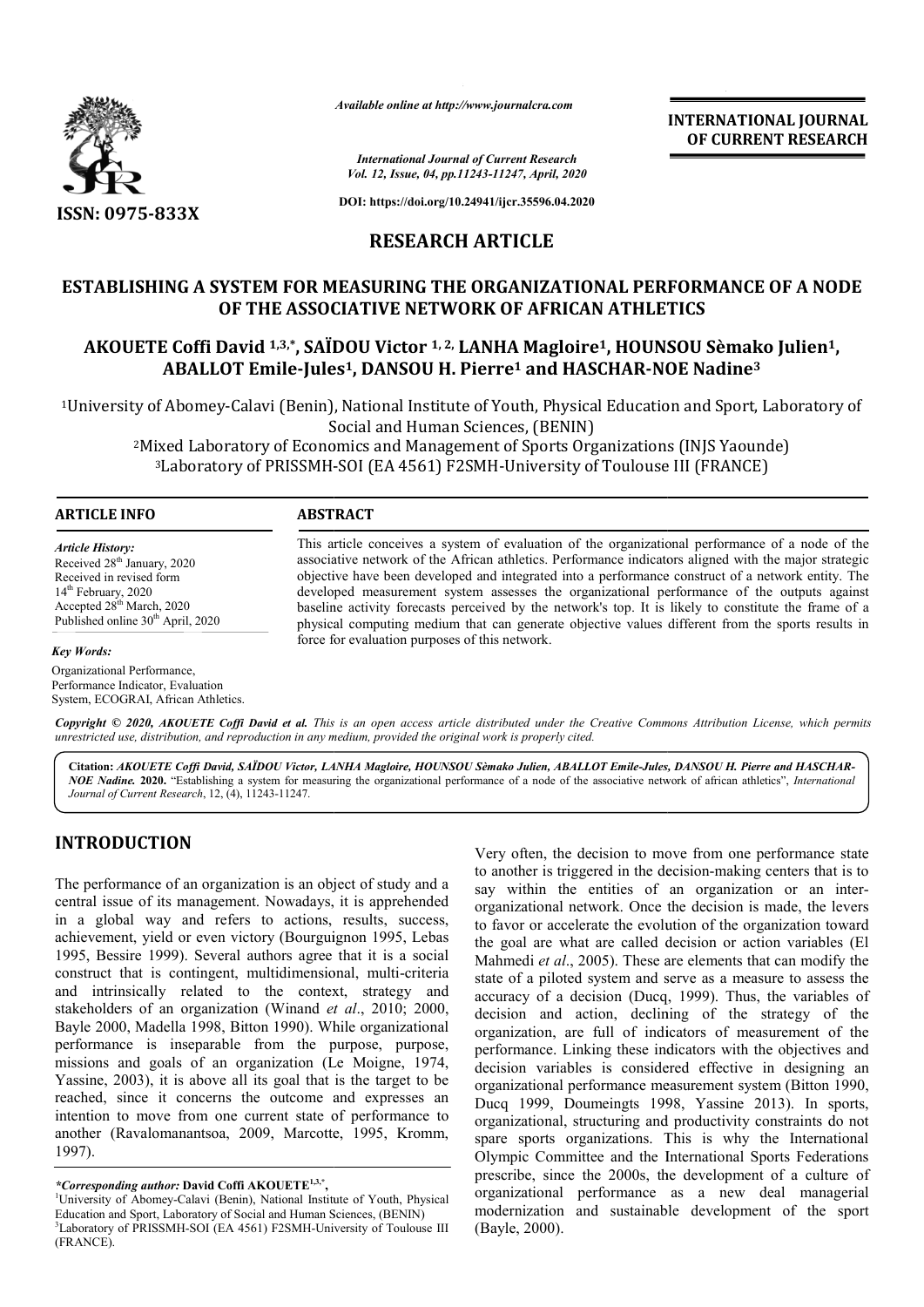*Available online at http://www.journalcra.com*

*International Journal of Current Research*
*Vol. 12, Issue, 04, pp.11243-11247, April, 2020*

**DOI: https://doi.org/10.24941/ijcr.35596.04.2020**

**INTERNATIONAL JOURNAL OF CURRENT RESEARCH**

**ISSN: 0975-833X**

## RESEARCH ARTICLE

# ESTABLISHING A SYSTEM FOR MEASURING THE ORGANIZATIONAL PERFORMANCE OF A NODE OF THE ASSOCIATIVE NETWORK OF AFRICAN ATHLETICS

**AKOUETE Coffi David [1,3,*], SAÏDOU Victor [1,2], LANHA Magloire[1], HOUNSOU Sèmako Julien[1], ABALLOT Emile-Jules[1], DANSOU H. Pierre[1] and HASCHAR-NOE Nadine[3]**

[1]University of Abomey-Calavi (Benin), National Institute of Youth, Physical Education and Sport, Laboratory of Social and Human Sciences, (BENIN)
[2]Mixed Laboratory of Economics and Management of Sports Organizations (INJS Yaounde)
[3]Laboratory of PRISSMH-SOI (EA 4561) F2SMH-University of Toulouse III (FRANCE)

### ARTICLE INFO

*Article History:*
Received 28th January, 2020
Received in revised form
14th February, 2020
Accepted 28th March, 2020
Published online 30th April, 2020

*Key Words:*
Organizational Performance, Performance Indicator, Evaluation System, ECOGRAI, African Athletics.

### ABSTRACT

This article conceives a system of evaluation of the organizational performance of a node of the associative network of the African athletics. Performance indicators aligned with the major strategic objective have been developed and integrated into a performance construct of a network entity. The developed measurement system assesses the organizational performance of the outputs against baseline activity forecasts perceived by the network's top. It is likely to constitute the frame of a physical computing medium that can generate objective values different from the sports results in force for evaluation purposes of this network.

*Copyright © 2020, AKOUETE Coffi David et al. This is an open access article distributed under the Creative Commons Attribution License, which permits unrestricted use, distribution, and reproduction in any medium, provided the original work is properly cited.*

**Citation:** *AKOUETE Coffi David, SAÏDOU Victor, LANHA Magloire, HOUNSOU Sèmako Julien, ABALLOT Emile-Jules, DANSOU H. Pierre and HASCHAR-NOE Nadine.* **2020.** "Establishing a system for measuring the organizational performance of a node of the associative network of african athletics", *International Journal of Current Research*, 12, (4), 11243-11247.

## INTRODUCTION

The performance of an organization is an object of study and a central issue of its management. Nowadays, it is apprehended in a global way and refers to actions, results, success, achievement, yield or even victory (Bourguignon 1995, Lebas 1995, Bessire 1999). Several authors agree that it is a social construct that is contingent, multidimensional, multi-criteria and intrinsically related to the context, strategy and stakeholders of an organization (Winand *et al*., 2010; 2000, Bayle 2000, Madella 1998, Bitton 1990). While organizational performance is inseparable from the purpose, purpose, missions and goals of an organization (Le Moigne, 1974, Yassine, 2003), it is above all its goal that is the target to be reached, since it concerns the outcome and expresses an intention to move from one current state of performance to another (Ravalomanantsoa, 2009, Marcotte, 1995, Kromm, 1997).

Very often, the decision to move from one performance state to another is triggered in the decision-making centers that is to say within the entities of an organization or an inter-organizational network. Once the decision is made, the levers to favor or accelerate the evolution of the organization toward the goal are what are called decision or action variables (El Mahmedi *et al*., 2005). These are elements that can modify the state of a piloted system and serve as a measure to assess the accuracy of a decision (Ducq, 1999). Thus, the variables of decision and action, declining of the strategy of the organization, are full of indicators of measurement of the performance. Linking these indicators with the objectives and decision variables is considered effective in designing an organizational performance measurement system (Bitton 1990, Ducq 1999, Doumeingts 1998, Yassine 2013). In sports, organizational, structuring and productivity constraints do not spare sports organizations. This is why the International Olympic Committee and the International Sports Federations prescribe, since the 2000s, the development of a culture of organizational performance as a new deal managerial modernization and sustainable development of the sport (Bayle, 2000).

**\*Corresponding author: David Coffi AKOUETE[1,3,*],**
[1]University of Abomey-Calavi (Benin), National Institute of Youth, Physical Education and Sport, Laboratory of Social and Human Sciences, (BENIN)
[3]Laboratory of PRISSMH-SOI (EA 4561) F2SMH-University of Toulouse III (FRANCE).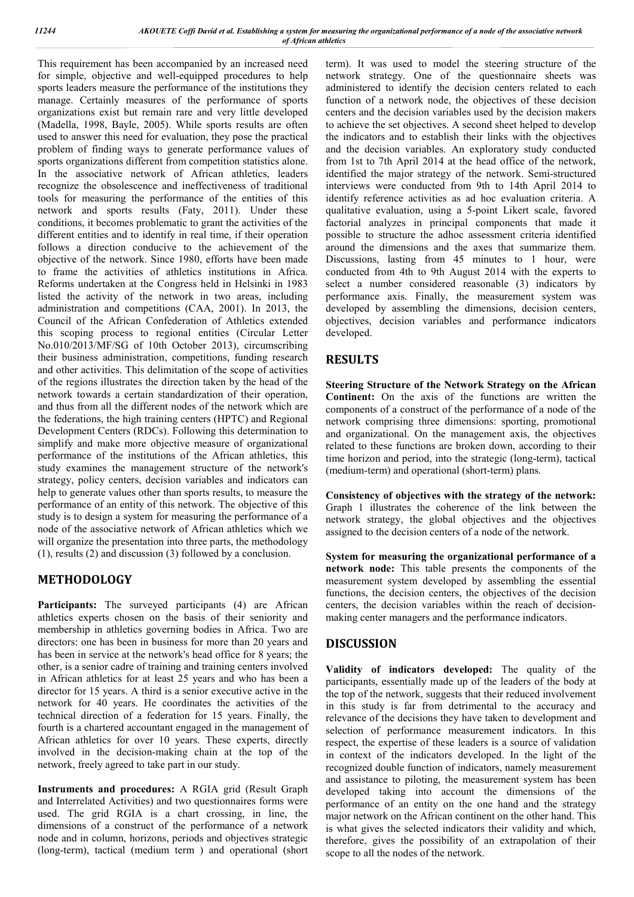This requirement has been accompanied by an increased need for simple, objective and well-equipped procedures to help sports leaders measure the performance of the institutions they manage. Certainly measures of the performance of sports organizations exist but remain rare and very little developed (Madella, 1998, Bayle, 2005). While sports results are often used to answer this need for evaluation, they pose the practical problem of finding ways to generate performance values of sports organizations different from competition statistics alone. In the associative network of African athletics, leaders recognize the obsolescence and ineffectiveness of traditional tools for measuring the performance of the entities of this network and sports results (Faty, 2011). Under these conditions, it becomes problematic to grant the activities of the different entities and to identify in real time, if their operation follows a direction conducive to the achievement of the objective of the network. Since 1980, efforts have been made to frame the activities of athletics institutions in Africa. Reforms undertaken at the Congress held in Helsinki in 1983 listed the activity of the network in two areas, including administration and competitions (CAA, 2001). In 2013, the Council of the African Confederation of Athletics extended this scoping process to regional entities (Circular Letter No.010/2013/MF/SG of 10th October 2013), circumscribing their business administration, competitions, funding research and other activities. This delimitation of the scope of activities of the regions illustrates the direction taken by the head of the network towards a certain standardization of their operation, and thus from all the different nodes of the network which are the federations, the high training centers (HPTC) and Regional Development Centers (RDCs). Following this determination to simplify and make more objective measure of organizational performance of the institutions of the African athletics, this study examines the management structure of the network's strategy, policy centers, decision variables and indicators can help to generate values other than sports results, to measure the performance of an entity of this network. The objective of this study is to design a system for measuring the performance of a node of the associative network of African athletics which we will organize the presentation into three parts, the methodology (1), results (2) and discussion (3) followed by a conclusion.

## METHODOLOGY

**Participants:** The surveyed participants (4) are African athletics experts chosen on the basis of their seniority and membership in athletics governing bodies in Africa. Two are directors: one has been in business for more than 20 years and has been in service at the network's head office for 8 years; the other, is a senior cadre of training and training centers involved in African athletics for at least 25 years and who has been a director for 15 years. A third is a senior executive active in the network for 40 years. He coordinates the activities of the technical direction of a federation for 15 years. Finally, the fourth is a chartered accountant engaged in the management of African athletics for over 10 years. These experts, directly involved in the decision-making chain at the top of the network, freely agreed to take part in our study.

**Instruments and procedures:** A RGIA grid (Result Graph and Interrelated Activities) and two questionnaires forms were used. The grid RGIA is a chart crossing, in line, the dimensions of a construct of the performance of a network node and in column, horizons, periods and objectives strategic (long-term), tactical (medium term ) and operational (short term). It was used to model the steering structure of the network strategy. One of the questionnaire sheets was administered to identify the decision centers related to each function of a network node, the objectives of these decision centers and the decision variables used by the decision makers to achieve the set objectives. A second sheet helped to develop the indicators and to establish their links with the objectives and the decision variables. An exploratory study conducted from 1st to 7th April 2014 at the head office of the network, identified the major strategy of the network. Semi-structured interviews were conducted from 9th to 14th April 2014 to identify reference activities as ad hoc evaluation criteria. A qualitative evaluation, using a 5-point Likert scale, favored factorial analyzes in principal components that made it possible to structure the adhoc assessment criteria identified around the dimensions and the axes that summarize them. Discussions, lasting from 45 minutes to 1 hour, were conducted from 4th to 9th August 2014 with the experts to select a number considered reasonable (3) indicators by performance axis. Finally, the measurement system was developed by assembling the dimensions, decision centers, objectives, decision variables and performance indicators developed.

## RESULTS

**Steering Structure of the Network Strategy on the African Continent:** On the axis of the functions are written the components of a construct of the performance of a node of the network comprising three dimensions: sporting, promotional and organizational. On the management axis, the objectives related to these functions are broken down, according to their time horizon and period, into the strategic (long-term), tactical (medium-term) and operational (short-term) plans.

**Consistency of objectives with the strategy of the network:** Graph 1 illustrates the coherence of the link between the network strategy, the global objectives and the objectives assigned to the decision centers of a node of the network.

**System for measuring the organizational performance of a network node:** This table presents the components of the measurement system developed by assembling the essential functions, the decision centers, the objectives of the decision centers, the decision variables within the reach of decision-making center managers and the performance indicators.

## DISCUSSION

**Validity of indicators developed:** The quality of the participants, essentially made up of the leaders of the body at the top of the network, suggests that their reduced involvement in this study is far from detrimental to the accuracy and relevance of the decisions they have taken to development and selection of performance measurement indicators. In this respect, the expertise of these leaders is a source of validation in context of the indicators developed. In the light of the recognized double function of indicators, namely measurement and assistance to piloting, the measurement system has been developed taking into account the dimensions of the performance of an entity on the one hand and the strategy major network on the African continent on the other hand. This is what gives the selected indicators their validity and which, therefore, gives the possibility of an extrapolation of their scope to all the nodes of the network.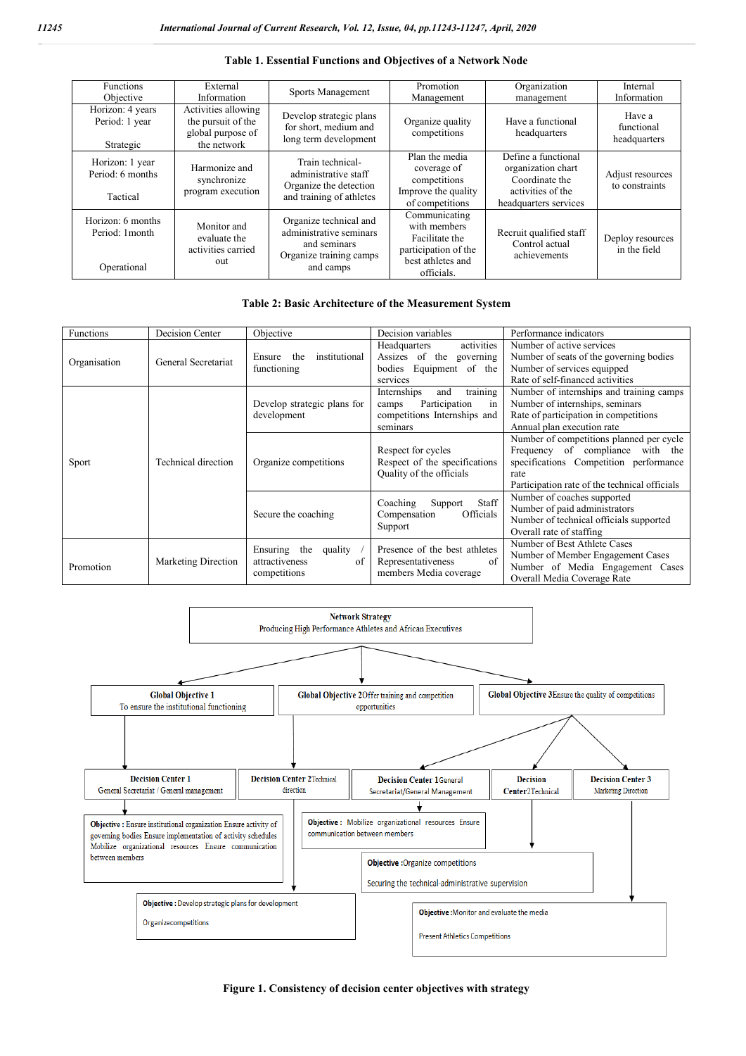**Table 1. Essential Functions and Objectives of a Network Node**

| Functions Objective | External Information | Sports Management | Promotion Management | Organization management | Internal Information |
|---|---|---|---|---|---|
| Horizon: 4 years Period: 1 year Strategic | Activities allowing the pursuit of the global purpose of the network | Develop strategic plans for short, medium and long term development | Organize quality competitions | Have a functional headquarters | Have a functional headquarters |
| Horizon: 1 year Period: 6 months Tactical | Harmonize and synchronize program execution | Train technical-administrative staff Organize the detection and training of athletes | Plan the media coverage of competitions Improve the quality of competitions | Define a functional organization chart Coordinate the activities of the headquarters services | Adjust resources to constraints |
| Horizon: 6 months Period: 1month Operational | Monitor and evaluate the activities carried out | Organize technical and administrative seminars and seminars Organize training camps and camps | Communicating with members Facilitate the participation of the best athletes and officials. | Recruit qualified staff Control actual achievements | Deploy resources in the field |

**Table 2: Basic Architecture of the Measurement System**

| Functions | Decision Center | Objective | Decision variables | Performance indicators |
|---|---|---|---|---|
| Organisation | General Secretariat | Ensure the institutional functioning | Headquarters activities Assizes of the governing bodies Equipment of the services | Number of active services Number of seats of the governing bodies Number of services equipped Rate of self-financed activities |
| Sport | Technical direction | Develop strategic plans for development | Internships and training camps Participation in competitions Internships and seminars | Number of internships and training camps Number of internships, seminars Rate of participation in competitions Annual plan execution rate |
| | | Organize competitions | Respect for cycles Respect of the specifications Quality of the officials | Number of competitions planned per cycle Frequency of compliance with the specifications Competition performance rate Participation rate of the technical officials |
| | | Secure the coaching | Coaching Support Staff Compensation Officials Support | Number of coaches supported Number of paid administrators Number of technical officials supported Overall rate of staffing |
| Promotion | Marketing Direction | Ensuring the quality / attractiveness of competitions | Presence of the best athletes Representativeness of members Media coverage | Number of Best Athlete Cases Number of Member Engagement Cases Number of Media Engagement Cases Overall Media Coverage Rate |

**Network Strategy**
Producing High Performance Athletes and African Executives

- **Global Objective 1** To ensure the institutional functioning
  - **Decision Center 1** General Secretariat / General management
    - **Objective :** Ensure institutional organization Ensure activity of governing bodies Ensure implementation of activity schedules Mobilize organizational resources Ensure communication between members
- **Global Objective 2** Offer training and competition opportunities
  - **Decision Center 2** Technical direction
    - **Objective :** Develop strategic plans for development Organizecompetitions
- **Global Objective 3** Ensure the quality of competitions
  - **Decision Center 1** General Secretariat/General Management
    - **Objective :** Mobilize organizational resources Ensure communication between members
  - **Decision Center2** Technical
    - **Objective :** Organize competitions Securing the technical-administrative supervision
  - **Decision Center 3** Marketing Direction
    - **Objective :** Monitor and evaluate the media Present Athletics Competitions

**Figure 1. Consistency of decision center objectives with strategy**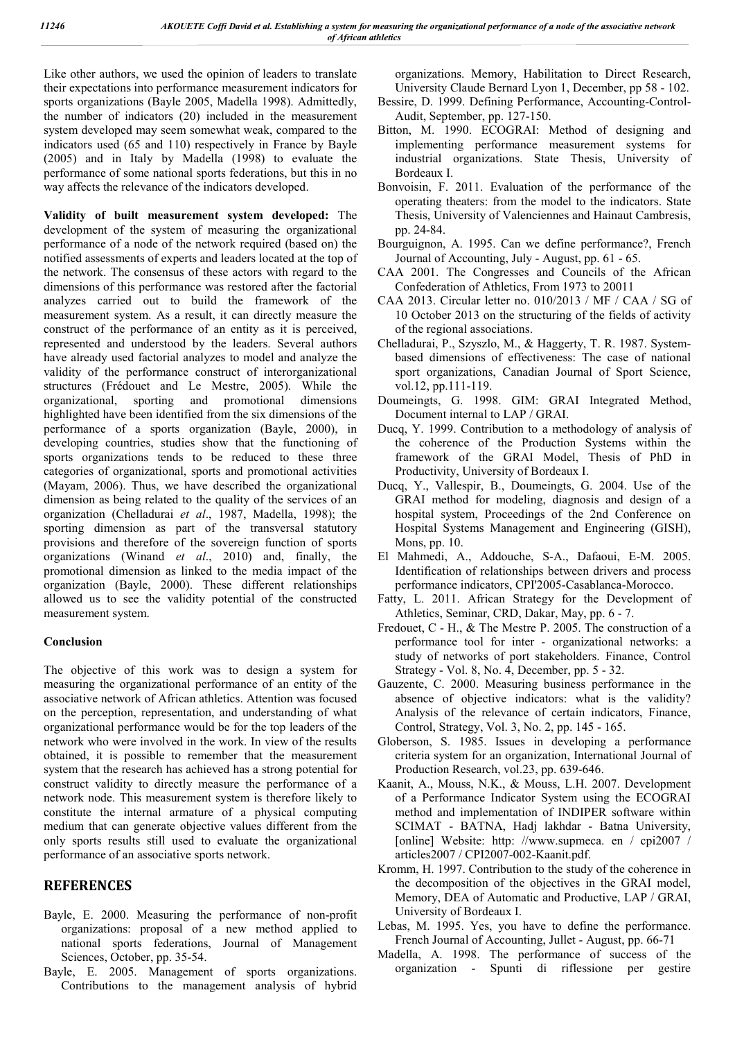Like other authors, we used the opinion of leaders to translate their expectations into performance measurement indicators for sports organizations (Bayle 2005, Madella 1998). Admittedly, the number of indicators (20) included in the measurement system developed may seem somewhat weak, compared to the indicators used (65 and 110) respectively in France by Bayle (2005) and in Italy by Madella (1998) to evaluate the performance of some national sports federations, but this in no way affects the relevance of the indicators developed.

**Validity of built measurement system developed:** The development of the system of measuring the organizational performance of a node of the network required (based on) the notified assessments of experts and leaders located at the top of the network. The consensus of these actors with regard to the dimensions of this performance was restored after the factorial analyzes carried out to build the framework of the measurement system. As a result, it can directly measure the construct of the performance of an entity as it is perceived, represented and understood by the leaders. Several authors have already used factorial analyzes to model and analyze the validity of the performance construct of interorganizational structures (Frédouet and Le Mestre, 2005). While the organizational, sporting and promotional dimensions highlighted have been identified from the six dimensions of the performance of a sports organization (Bayle, 2000), in developing countries, studies show that the functioning of sports organizations tends to be reduced to these three categories of organizational, sports and promotional activities (Mayam, 2006). Thus, we have described the organizational dimension as being related to the quality of the services of an organization (Chelladurai *et al*., 1987, Madella, 1998); the sporting dimension as part of the transversal statutory provisions and therefore of the sovereign function of sports organizations (Winand *et al*., 2010) and, finally, the promotional dimension as linked to the media impact of the organization (Bayle, 2000). These different relationships allowed us to see the validity potential of the constructed measurement system.

## Conclusion

The objective of this work was to design a system for measuring the organizational performance of an entity of the associative network of African athletics. Attention was focused on the perception, representation, and understanding of what organizational performance would be for the top leaders of the network who were involved in the work. In view of the results obtained, it is possible to remember that the measurement system that the research has achieved has a strong potential for construct validity to directly measure the performance of a network node. This measurement system is therefore likely to constitute the internal armature of a physical computing medium that can generate objective values different from the only sports results still used to evaluate the organizational performance of an associative sports network.

## REFERENCES

- Bayle, E. 2000. Measuring the performance of non-profit organizations: proposal of a new method applied to national sports federations, Journal of Management Sciences, October, pp. 35-54.
- Bayle, E. 2005. Management of sports organizations. Contributions to the management analysis of hybrid organizations. Memory, Habilitation to Direct Research, University Claude Bernard Lyon 1, December, pp 58 - 102.
- Bessire, D. 1999. Defining Performance, Accounting-Control-Audit, September, pp. 127-150.
- Bitton, M. 1990. ECOGRAI: Method of designing and implementing performance measurement systems for industrial organizations. State Thesis, University of Bordeaux I.
- Bonvoisin, F. 2011. Evaluation of the performance of the operating theaters: from the model to the indicators. State Thesis, University of Valenciennes and Hainaut Cambresis, pp. 24-84.
- Bourguignon, A. 1995. Can we define performance?, French Journal of Accounting, July - August, pp. 61 - 65.
- CAA 2001. The Congresses and Councils of the African Confederation of Athletics, From 1973 to 20011
- CAA 2013. Circular letter no. 010/2013 / MF / CAA / SG of 10 October 2013 on the structuring of the fields of activity of the regional associations.
- Chelladurai, P., Szyszlo, M., & Haggerty, T. R. 1987. System-based dimensions of effectiveness: The case of national sport organizations, Canadian Journal of Sport Science, vol.12, pp.111-119.
- Doumeingts, G. 1998. GIM: GRAI Integrated Method, Document internal to LAP / GRAI.
- Ducq, Y. 1999. Contribution to a methodology of analysis of the coherence of the Production Systems within the framework of the GRAI Model, Thesis of PhD in Productivity, University of Bordeaux I.
- Ducq, Y., Vallespir, B., Doumeingts, G. 2004. Use of the GRAI method for modeling, diagnosis and design of a hospital system, Proceedings of the 2nd Conference on Hospital Systems Management and Engineering (GISH), Mons, pp. 10.
- El Mahmedi, A., Addouche, S-A., Dafaoui, E-M. 2005. Identification of relationships between drivers and process performance indicators, CPI'2005-Casablanca-Morocco.
- Fatty, L. 2011. African Strategy for the Development of Athletics, Seminar, CRD, Dakar, May, pp. 6 - 7.
- Fredouet, C - H., & The Mestre P. 2005. The construction of a performance tool for inter - organizational networks: a study of networks of port stakeholders. Finance, Control Strategy - Vol. 8, No. 4, December, pp. 5 - 32.
- Gauzente, C. 2000. Measuring business performance in the absence of objective indicators: what is the validity? Analysis of the relevance of certain indicators, Finance, Control, Strategy, Vol. 3, No. 2, pp. 145 - 165.
- Globerson, S. 1985. Issues in developing a performance criteria system for an organization, International Journal of Production Research, vol.23, pp. 639-646.
- Kaanit, A., Mouss, N.K., & Mouss, L.H. 2007. Development of a Performance Indicator System using the ECOGRAI method and implementation of INDIPER software within SCIMAT - BATNA, Hadj lakhdar - Batna University, [online] Website: http: //www.supmeca. en / cpi2007 / articles2007 / CPI2007-002-Kaanit.pdf.
- Kromm, H. 1997. Contribution to the study of the coherence in the decomposition of the objectives in the GRAI model, Memory, DEA of Automatic and Productive, LAP / GRAI, University of Bordeaux I.
- Lebas, M. 1995. Yes, you have to define the performance. French Journal of Accounting, Jullet - August, pp. 66-71
- Madella, A. 1998. The performance of success of the organization - Spunti di riflessione per gestire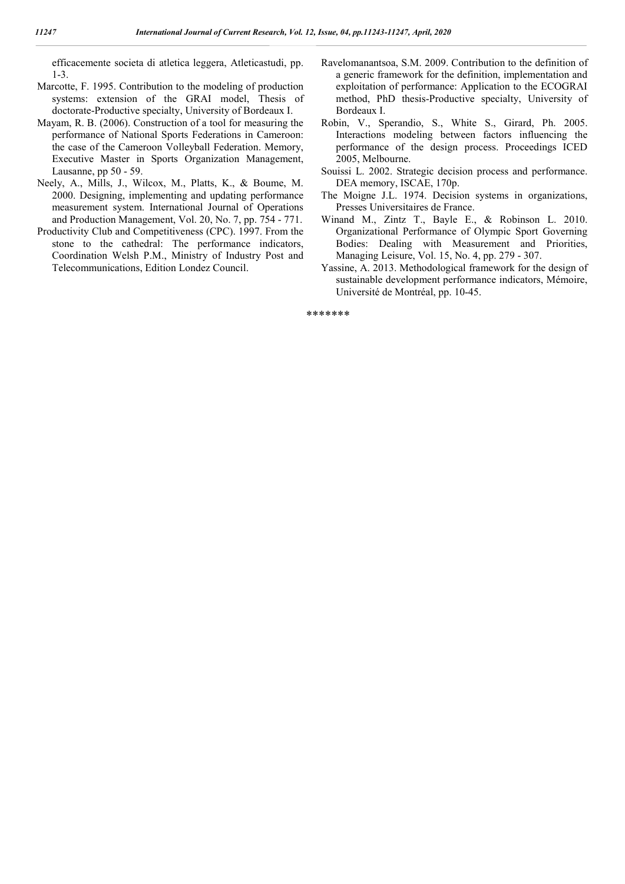efficacemente societa di atletica leggera, Atleticastudi, pp. 1-3.

Marcotte, F. 1995. Contribution to the modeling of production systems: extension of the GRAI model, Thesis of doctorate-Productive specialty, University of Bordeaux I.

Mayam, R. B. (2006). Construction of a tool for measuring the performance of National Sports Federations in Cameroon: the case of the Cameroon Volleyball Federation. Memory, Executive Master in Sports Organization Management, Lausanne, pp 50 - 59.

Neely, A., Mills, J., Wilcox, M., Platts, K., & Boume, M. 2000. Designing, implementing and updating performance measurement system. International Journal of Operations and Production Management, Vol. 20, No. 7, pp. 754 - 771.

Productivity Club and Competitiveness (CPC). 1997. From the stone to the cathedral: The performance indicators, Coordination Welsh P.M., Ministry of Industry Post and Telecommunications, Edition Londez Council.

Ravelomanantsoa, S.M. 2009. Contribution to the definition of a generic framework for the definition, implementation and exploitation of performance: Application to the ECOGRAI method, PhD thesis-Productive specialty, University of Bordeaux I.

Robin, V., Sperandio, S., White S., Girard, Ph. 2005. Interactions modeling between factors influencing the performance of the design process. Proceedings ICED 2005, Melbourne.

Souissi L. 2002. Strategic decision process and performance. DEA memory, ISCAE, 170p.

The Moigne J.L. 1974. Decision systems in organizations, Presses Universitaires de France.

Winand M., Zintz T., Bayle E., & Robinson L. 2010. Organizational Performance of Olympic Sport Governing Bodies: Dealing with Measurement and Priorities, Managing Leisure, Vol. 15, No. 4, pp. 279 - 307.

Yassine, A. 2013. Methodological framework for the design of sustainable development performance indicators, Mémoire, Université de Montréal, pp. 10-45.

*******